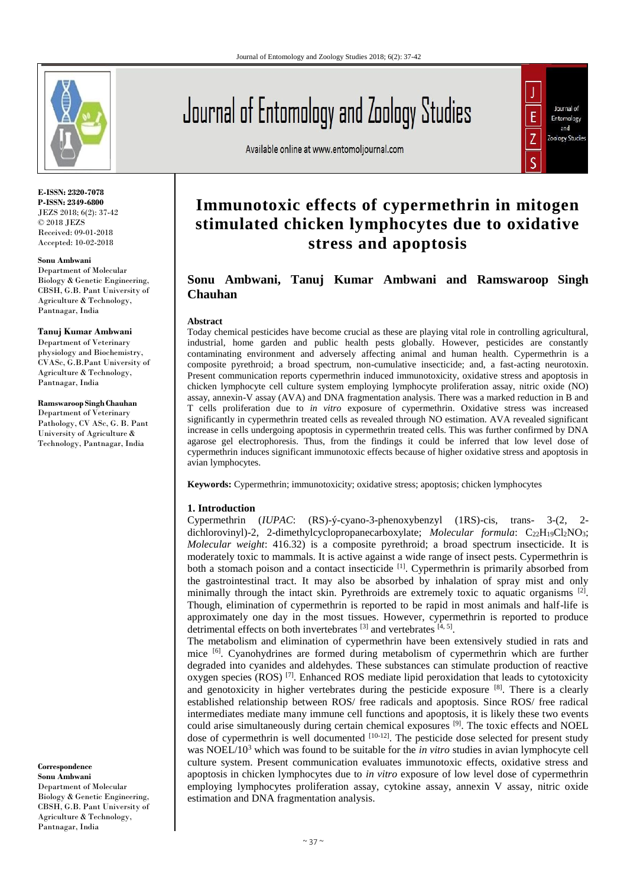# Immunotoxic effects of cypermethrin in mitogen stimulated chicken lymphocytes due to oxidative stress and apoptosis

**Sonu Ambwani, Tanuj Kumar Ambwani and Ramswaroop Singh Chauhan**

E-ISSN: 2320-7078
P-ISSN: 2349-6800
JEZS 2018; 6(2): 37-42
© 2018 JEZS
Received: 09-01-2018
Accepted: 10-02-2018

**Sonu Ambwani**
Department of Molecular Biology & Genetic Engineering, CBSH, G.B. Pant University of Agriculture & Technology, Pantnagar, India

**Tanuj Kumar Ambwani**
Department of Veterinary physiology and Biochemistry, CVASc, G.B.Pant University of Agriculture & Technology, Pantnagar, India

**Ramswaroop Singh Chauhan**
Department of Veterinary Pathology, CV ASc, G. B. Pant University of Agriculture & Technology, Pantnagar, India

**Correspondence**
**Sonu Ambwani**
Department of Molecular Biology & Genetic Engineering, CBSH, G.B. Pant University of Agriculture & Technology, Pantnagar, India

### Abstract

Today chemical pesticides have become crucial as these are playing vital role in controlling agricultural, industrial, home garden and public health pests globally. However, pesticides are constantly contaminating environment and adversely affecting animal and human health. Cypermethrin is a composite pyrethroid; a broad spectrum, non-cumulative insecticide; and, a fast-acting neurotoxin. Present communication reports cypermethrin induced immunotoxicity, oxidative stress and apoptosis in chicken lymphocyte cell culture system employing lymphocyte proliferation assay, nitric oxide (NO) assay, annexin-V assay (AVA) and DNA fragmentation analysis. There was a marked reduction in B and T cells proliferation due to *in vitro* exposure of cypermethrin. Oxidative stress was increased significantly in cypermethrin treated cells as revealed through NO estimation. AVA revealed significant increase in cells undergoing apoptosis in cypermethrin treated cells. This was further confirmed by DNA agarose gel electrophoresis. Thus, from the findings it could be inferred that low level dose of cypermethrin induces significant immunotoxic effects because of higher oxidative stress and apoptosis in avian lymphocytes.

**Keywords:** Cypermethrin; immunotoxicity; oxidative stress; apoptosis; chicken lymphocytes

## 1. Introduction

Cypermethrin (*IUPAC*: (RS)-ý-cyano-3-phenoxybenzyl (1RS)-cis, trans- 3-(2, 2-dichlorovinyl)-2, 2-dimethylcyclopropanecarboxylate; *Molecular formula*: $C_{22}H_{19}Cl_2NO_3$; *Molecular weight*: 416.32) is a composite pyrethroid; a broad spectrum insecticide. It is moderately toxic to mammals. It is active against a wide range of insect pests. Cypermethrin is both a stomach poison and a contact insecticide [1]. Cypermethrin is primarily absorbed from the gastrointestinal tract. It may also be absorbed by inhalation of spray mist and only minimally through the intact skin. Pyrethroids are extremely toxic to aquatic organisms [2]. Though, elimination of cypermethrin is reported to be rapid in most animals and half-life is approximately one day in the most tissues. However, cypermethrin is reported to produce detrimental effects on both invertebrates [3] and vertebrates [4, 5].

The metabolism and elimination of cypermethrin have been extensively studied in rats and mice [6]. Cyanohydrines are formed during metabolism of cypermethrin which are further degraded into cyanides and aldehydes. These substances can stimulate production of reactive oxygen species (ROS) [7]. Enhanced ROS mediate lipid peroxidation that leads to cytotoxicity and genotoxicity in higher vertebrates during the pesticide exposure [8]. There is a clearly established relationship between ROS/ free radicals and apoptosis. Since ROS/ free radical intermediates mediate many immune cell functions and apoptosis, it is likely these two events could arise simultaneously during certain chemical exposures [9]. The toxic effects and NOEL dose of cypermethrin is well documented [10-12]. The pesticide dose selected for present study was NOEL/$10^3$ which was found to be suitable for the *in vitro* studies in avian lymphocyte cell culture system. Present communication evaluates immunotoxic effects, oxidative stress and apoptosis in chicken lymphocytes due to *in vitro* exposure of low level dose of cypermethrin employing lymphocytes proliferation assay, cytokine assay, annexin V assay, nitric oxide estimation and DNA fragmentation analysis.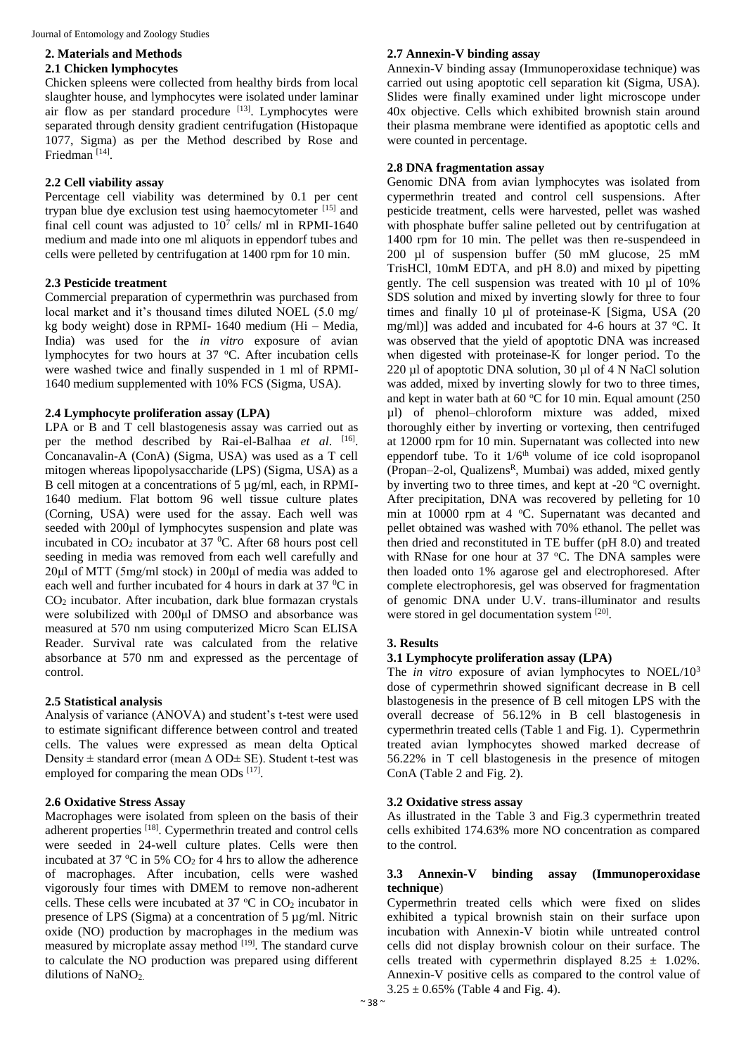## 2. Materials and Methods

### 2.1 Chicken lymphocytes

Chicken spleens were collected from healthy birds from local slaughter house, and lymphocytes were isolated under laminar air flow as per standard procedure [13]. Lymphocytes were separated through density gradient centrifugation (Histopaque 1077, Sigma) as per the Method described by Rose and Friedman [14].

### 2.2 Cell viability assay

Percentage cell viability was determined by 0.1 per cent trypan blue dye exclusion test using haemocytometer [15] and final cell count was adjusted to $10^7$ cells/ ml in RPMI-1640 medium and made into one ml aliquots in eppendorf tubes and cells were pelleted by centrifugation at 1400 rpm for 10 min.

### 2.3 Pesticide treatment

Commercial preparation of cypermethrin was purchased from local market and it's thousand times diluted NOEL (5.0 mg/ kg body weight) dose in RPMI- 1640 medium (Hi – Media, India) was used for the *in vitro* exposure of avian lymphocytes for two hours at 37 °C. After incubation cells were washed twice and finally suspended in 1 ml of RPMI-1640 medium supplemented with 10% FCS (Sigma, USA).

### 2.4 Lymphocyte proliferation assay (LPA)

LPA or B and T cell blastogenesis assay was carried out as per the method described by Rai-el-Balhaa *et al*. [16]. Concanavalin-A (ConA) (Sigma, USA) was used as a T cell mitogen whereas lipopolysaccharide (LPS) (Sigma, USA) as a B cell mitogen at a concentrations of 5 µg/ml, each, in RPMI-1640 medium. Flat bottom 96 well tissue culture plates (Corning, USA) were used for the assay. Each well was seeded with 200µl of lymphocytes suspension and plate was incubated in $CO_2$ incubator at 37 °C. After 68 hours post cell seeding in media was removed from each well carefully and 20µl of MTT (5mg/ml stock) in 200µl of media was added to each well and further incubated for 4 hours in dark at 37 °C in $CO_2$ incubator. After incubation, dark blue formazan crystals were solubilized with 200µl of DMSO and absorbance was measured at 570 nm using computerized Micro Scan ELISA Reader. Survival rate was calculated from the relative absorbance at 570 nm and expressed as the percentage of control.

### 2.5 Statistical analysis

Analysis of variance (ANOVA) and student's t-test were used to estimate significant difference between control and treated cells. The values were expressed as mean delta Optical Density ± standard error (mean Δ OD± SE). Student t-test was employed for comparing the mean ODs [17].

### 2.6 Oxidative Stress Assay

Macrophages were isolated from spleen on the basis of their adherent properties [18]. Cypermethrin treated and control cells were seeded in 24-well culture plates. Cells were then incubated at 37 °C in 5% $CO_2$ for 4 hrs to allow the adherence of macrophages. After incubation, cells were washed vigorously four times with DMEM to remove non-adherent cells. These cells were incubated at 37 °C in $CO_2$ incubator in presence of LPS (Sigma) at a concentration of 5 µg/ml. Nitric oxide (NO) production by macrophages in the medium was measured by microplate assay method [19]. The standard curve to calculate the NO production was prepared using different dilutions of $NaNO_2$.

### 2.7 Annexin-V binding assay

Annexin-V binding assay (Immunoperoxidase technique) was carried out using apoptotic cell separation kit (Sigma, USA). Slides were finally examined under light microscope under 40x objective. Cells which exhibited brownish stain around their plasma membrane were identified as apoptotic cells and were counted in percentage.

### 2.8 DNA fragmentation assay

Genomic DNA from avian lymphocytes was isolated from cypermethrin treated and control cell suspensions. After pesticide treatment, cells were harvested, pellet was washed with phosphate buffer saline pelleted out by centrifugation at 1400 rpm for 10 min. The pellet was then re-suspendeed in 200 µl of suspension buffer (50 mM glucose, 25 mM TrisHCl, 10mM EDTA, and pH 8.0) and mixed by pipetting gently. The cell suspension was treated with 10 µl of 10% SDS solution and mixed by inverting slowly for three to four times and finally 10 µl of proteinase-K [Sigma, USA (20 mg/ml)] was added and incubated for 4-6 hours at 37 °C. It was observed that the yield of apoptotic DNA was increased when digested with proteinase-K for longer period. To the 220 µl of apoptotic DNA solution, 30 µl of 4 N NaCl solution was added, mixed by inverting slowly for two to three times, and kept in water bath at 60 °C for 10 min. Equal amount (250 µl) of phenol–chloroform mixture was added, mixed thoroughly either by inverting or vortexing, then centrifuged at 12000 rpm for 10 min. Supernatant was collected into new eppendorf tube. To it $1/6^{th}$ volume of ice cold isopropanol (Propan–2-ol, Qualizens[R], Mumbai) was added, mixed gently by inverting two to three times, and kept at -20 °C overnight. After precipitation, DNA was recovered by pelleting for 10 min at 10000 rpm at 4 °C. Supernatant was decanted and pellet obtained was washed with 70% ethanol. The pellet was then dried and reconstituted in TE buffer (pH 8.0) and treated with RNase for one hour at 37 °C. The DNA samples were then loaded onto 1% agarose gel and electrophoresed. After complete electrophoresis, gel was observed for fragmentation of genomic DNA under U.V. trans-illuminator and results were stored in gel documentation system [20].

## 3. Results

### 3.1 Lymphocyte proliferation assay (LPA)

The *in vitro* exposure of avian lymphocytes to NOEL/$10^3$ dose of cypermethrin showed significant decrease in B cell blastogenesis in the presence of B cell mitogen LPS with the overall decrease of 56.12% in B cell blastogenesis in cypermethrin treated cells (Table 1 and Fig. 1). Cypermethrin treated avian lymphocytes showed marked decrease of 56.22% in T cell blastogenesis in the presence of mitogen ConA (Table 2 and Fig. 2).

### 3.2 Oxidative stress assay

As illustrated in the Table 3 and Fig.3 cypermethrin treated cells exhibited 174.63% more NO concentration as compared to the control.

### 3.3 Annexin-V binding assay (Immunoperoxidase technique)

Cypermethrin treated cells which were fixed on slides exhibited a typical brownish stain on their surface upon incubation with Annexin-V biotin while untreated control cells did not display brownish colour on their surface. The cells treated with cypermethrin displayed 8.25 ± 1.02%. Annexin-V positive cells as compared to the control value of 3.25 ± 0.65% (Table 4 and Fig. 4).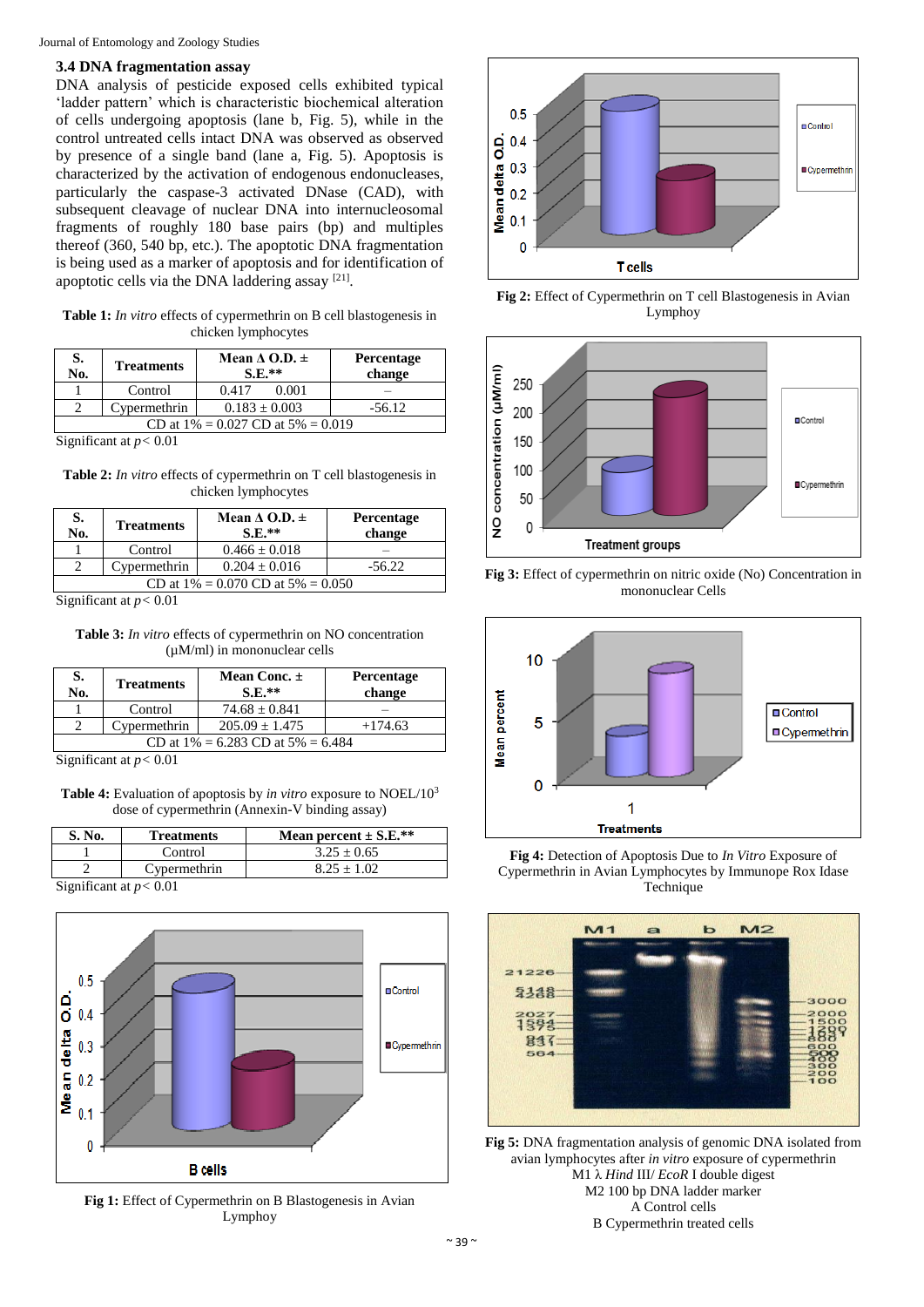### 3.4 DNA fragmentation assay

DNA analysis of pesticide exposed cells exhibited typical 'ladder pattern' which is characteristic biochemical alteration of cells undergoing apoptosis (lane b, Fig. 5), while in the control untreated cells intact DNA was observed as observed by presence of a single band (lane a, Fig. 5). Apoptosis is characterized by the activation of endogenous endonucleases, particularly the caspase-3 activated DNase (CAD), with subsequent cleavage of nuclear DNA into internucleosomal fragments of roughly 180 base pairs (bp) and multiples thereof (360, 540 bp, etc.). The apoptotic DNA fragmentation is being used as a marker of apoptosis and for identification of apoptotic cells via the DNA laddering assay [21].

**Table 1:** *In vitro* effects of cypermethrin on B cell blastogenesis in chicken lymphocytes

| S. No. | Treatments | Mean Δ O.D. ± S.E.** | Percentage change |
|---|---|---|---|
| 1 | Control | 0.417 0.001 | – |
| 2 | Cypermethrin | 0.183 ± 0.003 | -56.12 |
| CD at 1% = 0.027 CD at 5% = 0.019 | | | |

Significant at $p < 0.01$

**Table 2:** *In vitro* effects of cypermethrin on T cell blastogenesis in chicken lymphocytes

| S. No. | Treatments | Mean Δ O.D. ± S.E.** | Percentage change |
|---|---|---|---|
| 1 | Control | 0.466 ± 0.018 | – |
| 2 | Cypermethrin | 0.204 ± 0.016 | -56.22 |
| CD at 1% = 0.070 CD at 5% = 0.050 | | | |

Significant at $p < 0.01$

**Table 3:** *In vitro* effects of cypermethrin on NO concentration (µM/ml) in mononuclear cells

| S. No. | Treatments | Mean Conc. ± S.E.** | Percentage change |
|---|---|---|---|
| 1 | Control | 74.68 ± 0.841 | – |
| 2 | Cypermethrin | 205.09 ± 1.475 | +174.63 |
| CD at 1% = 6.283 CD at 5% = 6.484 | | | |

Significant at $p < 0.01$

**Table 4:** Evaluation of apoptosis by *in vitro* exposure to NOEL/$10^3$ dose of cypermethrin (Annexin-V binding assay)

| S. No. | Treatments | Mean percent ± S.E.** |
|---|---|---|
| 1 | Control | 3.25 ± 0.65 |
| 2 | Cypermethrin | 8.25 ± 1.02 |

Significant at $p < 0.01$

**Fig 1:** Effect of Cypermethrin on B Blastogenesis in Avian Lymphoy

**Fig 2:** Effect of Cypermethrin on T cell Blastogenesis in Avian Lymphoy

**Fig 3:** Effect of cypermethrin on nitric oxide (No) Concentration in mononuclear Cells

**Fig 4:** Detection of Apoptosis Due to *In Vitro* Exposure of Cypermethrin in Avian Lymphocytes by Immunope Rox Idase Technique

**Fig 5:** DNA fragmentation analysis of genomic DNA isolated from avian lymphocytes after *in vitro* exposure of cypermethrin
M1 λ *Hind* III/ *EcoR* I double digest
M2 100 bp DNA ladder marker
A Control cells
B Cypermethrin treated cells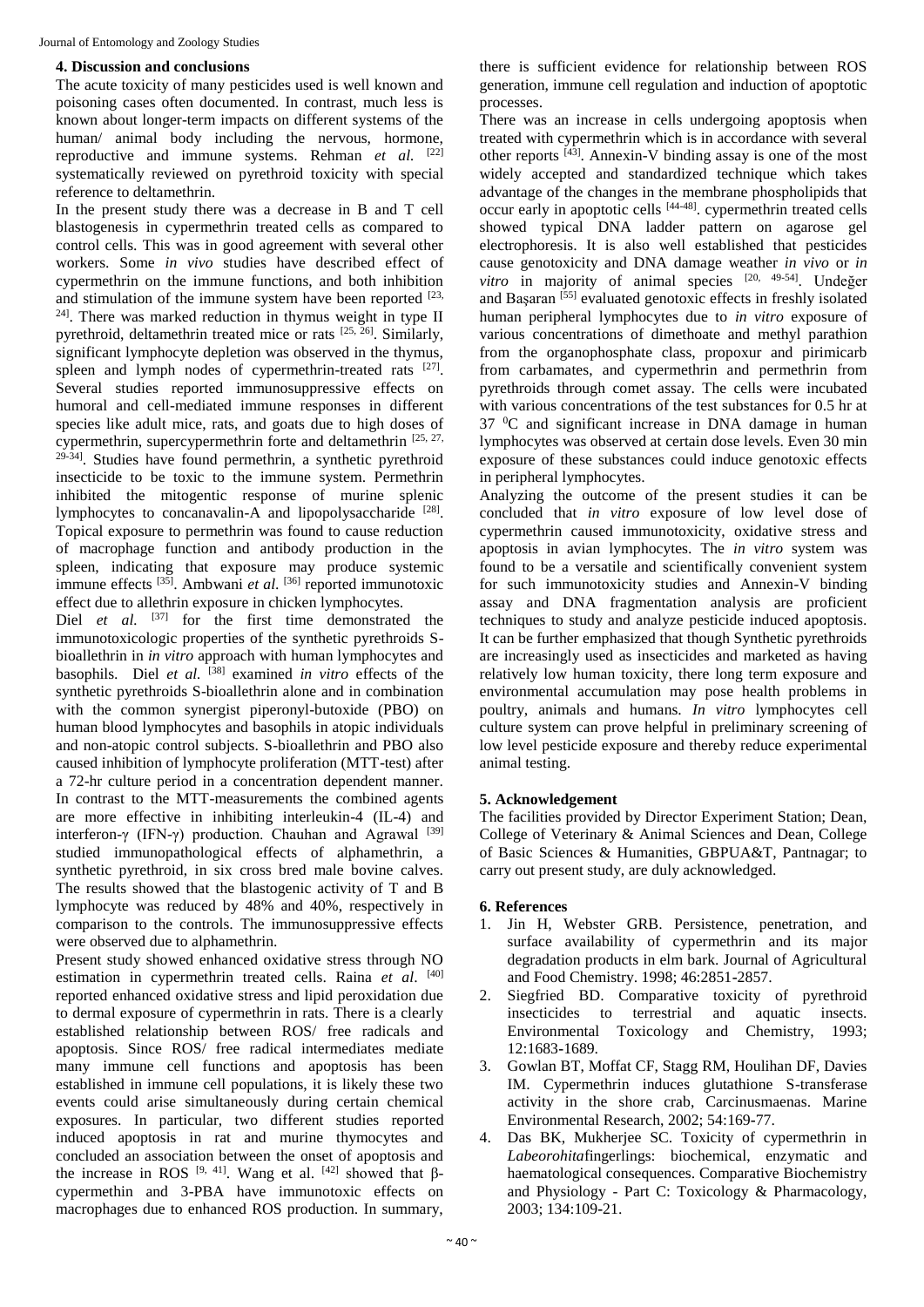## 4. Discussion and conclusions

The acute toxicity of many pesticides used is well known and poisoning cases often documented. In contrast, much less is known about longer-term impacts on different systems of the human/ animal body including the nervous, hormone, reproductive and immune systems. Rehman *et al.* [22] systematically reviewed on pyrethroid toxicity with special reference to deltamethrin.

In the present study there was a decrease in B and T cell blastogenesis in cypermethrin treated cells as compared to control cells. This was in good agreement with several other workers. Some *in vivo* studies have described effect of cypermethrin on the immune functions, and both inhibition and stimulation of the immune system have been reported [23, 24]. There was marked reduction in thymus weight in type II pyrethroid, deltamethrin treated mice or rats [25, 26]. Similarly, significant lymphocyte depletion was observed in the thymus, spleen and lymph nodes of cypermethrin-treated rats [27]. Several studies reported immunosuppressive effects on humoral and cell-mediated immune responses in different species like adult mice, rats, and goats due to high doses of cypermethrin, supercypermethrin forte and deltamethrin [25, 27, 29-34]. Studies have found permethrin, a synthetic pyrethroid insecticide to be toxic to the immune system. Permethrin inhibited the mitogentic response of murine splenic lymphocytes to concanavalin-A and lipopolysaccharide [28]. Topical exposure to permethrin was found to cause reduction of macrophage function and antibody production in the spleen, indicating that exposure may produce systemic immune effects [35]. Ambwani *et al.* [36] reported immunotoxic effect due to allethrin exposure in chicken lymphocytes.

Diel *et al.* [37] for the first time demonstrated the immunotoxicologic properties of the synthetic pyrethroids S-bioallethrin in *in vitro* approach with human lymphocytes and basophils. Diel *et al.* [38] examined *in vitro* effects of the synthetic pyrethroids S-bioallethrin alone and in combination with the common synergist piperonyl-butoxide (PBO) on human blood lymphocytes and basophils in atopic individuals and non-atopic control subjects. S-bioallethrin and PBO also caused inhibition of lymphocyte proliferation (MTT-test) after a 72-hr culture period in a concentration dependent manner. In contrast to the MTT-measurements the combined agents are more effective in inhibiting interleukin-4 (IL-4) and interferon-γ (IFN-γ) production. Chauhan and Agrawal [39] studied immunopathological effects of alphamethrin, a synthetic pyrethroid, in six cross bred male bovine calves. The results showed that the blastogenic activity of T and B lymphocyte was reduced by 48% and 40%, respectively in comparison to the controls. The immunosuppressive effects were observed due to alphamethrin.

Present study showed enhanced oxidative stress through NO estimation in cypermethrin treated cells. Raina *et al.* [40] reported enhanced oxidative stress and lipid peroxidation due to dermal exposure of cypermethrin in rats. There is a clearly established relationship between ROS/ free radicals and apoptosis. Since ROS/ free radical intermediates mediate many immune cell functions and apoptosis has been established in immune cell populations, it is likely these two events could arise simultaneously during certain chemical exposures. In particular, two different studies reported induced apoptosis in rat and murine thymocytes and concluded an association between the onset of apoptosis and the increase in ROS [9, 41]. Wang et al. [42] showed that β-cypermethin and 3-PBA have immunotoxic effects on macrophages due to enhanced ROS production. In summary, there is sufficient evidence for relationship between ROS generation, immune cell regulation and induction of apoptotic processes.

There was an increase in cells undergoing apoptosis when treated with cypermethrin which is in accordance with several other reports [43]. Annexin-V binding assay is one of the most widely accepted and standardized technique which takes advantage of the changes in the membrane phospholipids that occur early in apoptotic cells [44-48]. cypermethrin treated cells showed typical DNA ladder pattern on agarose gel electrophoresis. It is also well established that pesticides cause genotoxicity and DNA damage weather *in vivo* or *in vitro* in majority of animal species [20, 49-54]. Undeğer and Başaran [55] evaluated genotoxic effects in freshly isolated human peripheral lymphocytes due to *in vitro* exposure of various concentrations of dimethoate and methyl parathion from the organophosphate class, propoxur and pirimicarb from carbamates, and cypermethrin and permethrin from pyrethroids through comet assay. The cells were incubated with various concentrations of the test substances for 0.5 hr at 37 $^0$C and significant increase in DNA damage in human lymphocytes was observed at certain dose levels. Even 30 min exposure of these substances could induce genotoxic effects in peripheral lymphocytes.

Analyzing the outcome of the present studies it can be concluded that *in vitro* exposure of low level dose of cypermethrin caused immunotoxicity, oxidative stress and apoptosis in avian lymphocytes. The *in vitro* system was found to be a versatile and scientifically convenient system for such immunotoxicity studies and Annexin-V binding assay and DNA fragmentation analysis are proficient techniques to study and analyze pesticide induced apoptosis. It can be further emphasized that though Synthetic pyrethroids are increasingly used as insecticides and marketed as having relatively low human toxicity, there long term exposure and environmental accumulation may pose health problems in poultry, animals and humans. *In vitro* lymphocytes cell culture system can prove helpful in preliminary screening of low level pesticide exposure and thereby reduce experimental animal testing.

## 5. Acknowledgement

The facilities provided by Director Experiment Station; Dean, College of Veterinary & Animal Sciences and Dean, College of Basic Sciences & Humanities, GBPUA&T, Pantnagar; to carry out present study, are duly acknowledged.

## 6. References

1. Jin H, Webster GRB. Persistence, penetration, and surface availability of cypermethrin and its major degradation products in elm bark. Journal of Agricultural and Food Chemistry. 1998; 46:2851-2857.
2. Siegfried BD. Comparative toxicity of pyrethroid insecticides to terrestrial and aquatic insects. Environmental Toxicology and Chemistry, 1993; 12:1683-1689.
3. Gowlan BT, Moffat CF, Stagg RM, Houlihan DF, Davies IM. Cypermethrin induces glutathione S-transferase activity in the shore crab, Carcinusmaenas. Marine Environmental Research, 2002; 54:169-77.
4. Das BK, Mukherjee SC. Toxicity of cypermethrin in *Labeorohita*fingerlings: biochemical, enzymatic and haematological consequences. Comparative Biochemistry and Physiology - Part C: Toxicology & Pharmacology, 2003; 134:109-21.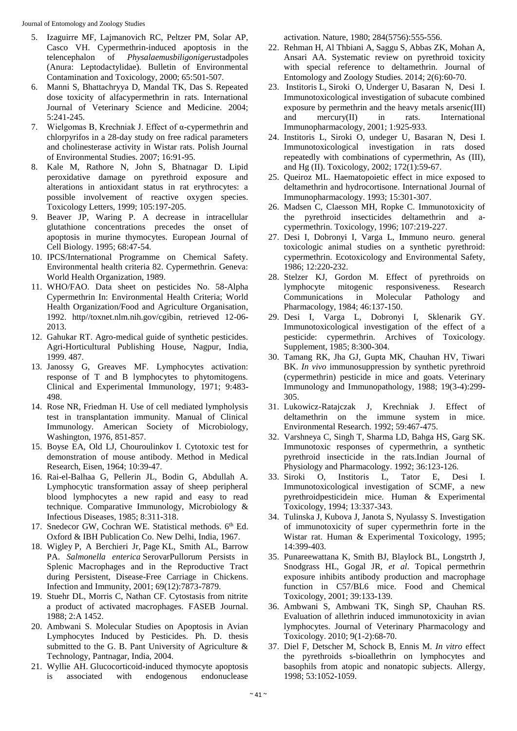5. Izaguirre MF, Lajmanovich RC, Peltzer PM, Solar AP, Casco VH. Cypermethrin-induced apoptosis in the telencephalon of *Physalaemusbiligonigerus*tadpoles (Anura: Leptodactylidae). Bulletin of Environmental Contamination and Toxicology, 2000; 65:501-507.
6. Manni S, Bhattachryya D, Mandal TK, Das S. Repeated dose toxicity of alfacypermethrin in rats. International Journal of Veterinary Science and Medicine. 2004; 5:241-245.
7. Wielgomas B, Krechniak J. Effect of α-cypermethrin and chlorpyrifos in a 28-day study on free radical parameters and cholinesterase activity in Wistar rats. Polish Journal of Environmental Studies. 2007; 16:91-95.
8. Kale M, Rathore N, John S, Bhatnagar D. Lipid peroxidative damage on pyrethroid exposure and alterations in antioxidant status in rat erythrocytes: a possible involvement of reactive oxygen species. Toxicology Letters, 1999; 105:197-205.
9. Beaver JP, Waring P. A decrease in intracellular glutathione concentrations precedes the onset of apoptosis in murine thymocytes. European Journal of Cell Biology. 1995; 68:47-54.
10. IPCS/International Programme on Chemical Safety. Environmental health criteria 82. Cypermethrin. Geneva: World Health Organization, 1989.
11. WHO/FAO. Data sheet on pesticides No. 58-Alpha Cypermethrin In: Environmental Health Criteria; World Health Organization/Food and Agriculture Organisation, 1992. http//toxnet.nlm.nih.gov/cgibin, retrieved 12-06-2013.
12. Gahukar RT. Agro-medical guide of synthetic pesticides. Agri-Horticultural Publishing House, Nagpur, India, 1999. 487.
13. Janossy G, Greaves MF. Lymphocytes activation: response of T and B lymphocytes to phytomitogens. Clinical and Experimental Immunology, 1971; 9:483-498.
14. Rose NR, Friedman H. Use of cell mediated lympholysis test in transplantation immunity. Manual of Clinical Immunology. American Society of Microbiology, Washington, 1976, 851-857.
15. Boyse EA, Old LJ, Chouroulinkov I. Cytotoxic test for demonstration of mouse antibody. Method in Medical Research, Eisen, 1964; 10:39-47.
16. Rai-el-Balhaa G, Pellerin JL, Bodin G, Abdullah A. Lymphocytic transformation assay of sheep peripheral blood lymphocytes a new rapid and easy to read technique. Comparative Immunology, Microbiology & Infectious Diseases, 1985; 8:311-318.
17. Snedecor GW, Cochran WE. Statistical methods. 6th Ed. Oxford & IBH Publication Co. New Delhi, India, 1967.
18. Wigley P, A Berchieri Jr, Page KL, Smith AL, Barrow PA. *Salmonella enterica* SerovarPullorum Persists in Splenic Macrophages and in the Reproductive Tract during Persistent, Disease-Free Carriage in Chickens. Infection and Immunity, 2001; 69(12):7873-7879.
19. Stuehr DL, Morris C, Nathan CF. Cytostasis from nitrite a product of activated macrophages. FASEB Journal. 1988; 2:A 1452.
20. Ambwani S. Molecular Studies on Apoptosis in Avian Lymphocytes Induced by Pesticides. Ph. D. thesis submitted to the G. B. Pant University of Agriculture & Technology, Pantnagar, India, 2004.
21. Wyllie AH. Glucocorticoid-induced thymocyte apoptosis is associated with endogenous endonuclease activation. Nature, 1980; 284(5756):555-556.
22. Rehman H, Al Thbiani A, Saggu S, Abbas ZK, Mohan A, Ansari AA. Systematic review on pyrethroid toxicity with special reference to deltamethrin. Journal of Entomology and Zoology Studies. 2014; 2(6):60-70.
23. Institoris L, Siroki O, Underger U, Basaran N, Desi I. Immunotoxicological investigation of subacute combined exposure by permethrin and the heavy metals arsenic(III) and mercury(II) in rats. International Immunopharmacology, 2001; 1:925-933.
24. Institoris L, Siroki O, undeger U, Basaran N, Desi I. Immunotoxicological investigation in rats dosed repeatedly with combinations of cypermethrin, As (III), and Hg (II). Toxicology, 2002; 172(1):59-67.
25. Queiroz ML. Haematopoietic effect in mice exposed to deltamethrin and hydrocortisone. International Journal of Immunopharmacology. 1993; 15:301-307.
26. Madsen C, Claesson MH, Ropke C. Immunotoxicity of the pyrethroid insecticides deltamethrin and a-cypermethrin. Toxicology, 1996; 107:219-227.
27. Desi I, Dobronyi I, Varga L, Immuno neuro. general toxicologic animal studies on a synthetic pyrethroid: cypermethrin. Ecotoxicology and Environmental Safety, 1986; 12:220-232.
28. Stelzer KJ, Gordon M. Effect of pyrethroids on lymphocyte mitogenic responsiveness. Research Communications in Molecular Pathology and Pharmacology, 1984; 46:137-150.
29. Desi I, Varga L, Dobronyi I, Sklenarik GY. Immunotoxicological investigation of the effect of a pesticide: cypermethrin. Archives of Toxicology. Supplement, 1985; 8:300-304.
30. Tamang RK, Jha GJ, Gupta MK, Chauhan HV, Tiwari BK. *In vivo* immunosuppression by synthetic pyrethroid (cypermethrin) pesticide in mice and goats. Veterinary Immunology and Immunopathology, 1988; 19(3-4):299-305.
31. Lukowicz-Ratajczak J, Krechniak J. Effect of deltamethrin on the immune system in mice. Environmental Research. 1992; 59:467-475.
32. Varshneya C, Singh T, Sharma LD, Bahga HS, Garg SK. Immunotoxic responses of cypermethrin, a synthetic pyrethroid insecticide in the rats.Indian Journal of Physiology and Pharmacology. 1992; 36:123-126.
33. Siroki O, Institoris L, Tator E, Desi I. Immunotoxicological investigation of SCMF, a new pyrethroidpesticidein mice. Human & Experimental Toxicology, 1994; 13:337-343.
34. Tulinska J, Kubova J, Janota S, Nyulassy S. Investigation of immunotoxicity of super cypermethrin forte in the Wistar rat. Human & Experimental Toxicology, 1995; 14:399-403.
35. Punareewattana K, Smith BJ, Blaylock BL, Longstrth J, Snodgrass HL, Gogal JR, *et al*. Topical permethrin exposure inhibits antibody production and macrophage function in C57/BL6 mice. Food and Chemical Toxicology, 2001; 39:133-139.
36. Ambwani S, Ambwani TK, Singh SP, Chauhan RS. Evaluation of allethrin induced immunotoxicity in avian lymphocytes. Journal of Veterinary Pharmacology and Toxicology. 2010; 9(1-2):68-70.
37. Diel F, Detscher M, Schock B, Ennis M. *In vitro* effect the pyrethroids s-bioallethrin on lymphocytes and basophils from atopic and nonatopic subjects. Allergy, 1998; 53:1052-1059.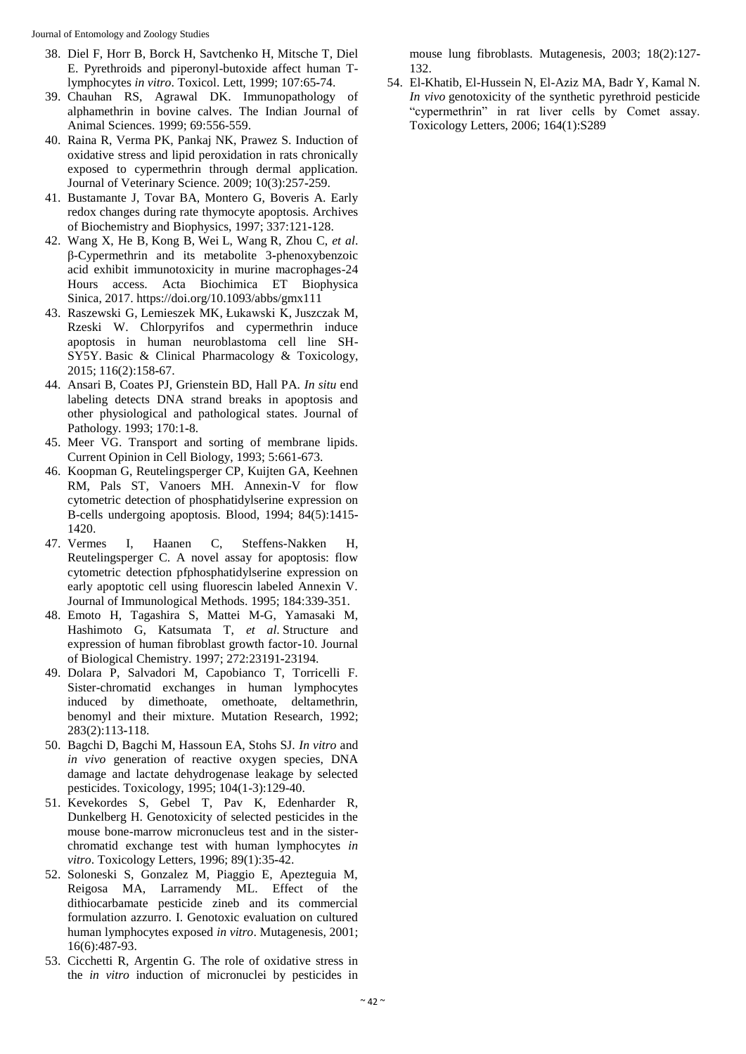38. Diel F, Horr B, Borck H, Savtchenko H, Mitsche T, Diel E. Pyrethroids and piperonyl-butoxide affect human T-lymphocytes *in vitro*. Toxicol. Lett, 1999; 107:65-74.
39. Chauhan RS, Agrawal DK. Immunopathology of alphamethrin in bovine calves. The Indian Journal of Animal Sciences. 1999; 69:556-559.
40. Raina R, Verma PK, Pankaj NK, Prawez S. Induction of oxidative stress and lipid peroxidation in rats chronically exposed to cypermethrin through dermal application. Journal of Veterinary Science. 2009; 10(3):257-259.
41. Bustamante J, Tovar BA, Montero G, Boveris A. Early redox changes during rate thymocyte apoptosis. Archives of Biochemistry and Biophysics, 1997; 337:121-128.
42. Wang X, He B, Kong B, Wei L, Wang R, Zhou C, *et al*. β-Cypermethrin and its metabolite 3-phenoxybenzoic acid exhibit immunotoxicity in murine macrophages-24 Hours access. Acta Biochimica ET Biophysica Sinica, 2017. https://doi.org/10.1093/abbs/gmx111
43. Raszewski G, Lemieszek MK, Łukawski K, Juszczak M, Rzeski W. Chlorpyrifos and cypermethrin induce apoptosis in human neuroblastoma cell line SH-SY5Y. Basic & Clinical Pharmacology & Toxicology, 2015; 116(2):158-67.
44. Ansari B, Coates PJ, Grienstein BD, Hall PA. *In situ* end labeling detects DNA strand breaks in apoptosis and other physiological and pathological states. Journal of Pathology. 1993; 170:1-8.
45. Meer VG. Transport and sorting of membrane lipids. Current Opinion in Cell Biology, 1993; 5:661-673.
46. Koopman G, Reutelingsperger CP, Kuijten GA, Keehnen RM, Pals ST, Vanoers MH. Annexin-V for flow cytometric detection of phosphatidylserine expression on B-cells undergoing apoptosis. Blood, 1994; 84(5):1415-1420.
47. Vermes I, Haanen C, Steffens-Nakken H, Reutelingsperger C. A novel assay for apoptosis: flow cytometric detection pfphosphatidylserine expression on early apoptotic cell using fluorescin labeled Annexin V. Journal of Immunological Methods. 1995; 184:339-351.
48. Emoto H, Tagashira S, Mattei M-G, Yamasaki M, Hashimoto G, Katsumata T, *et al*. Structure and expression of human fibroblast growth factor-10. Journal of Biological Chemistry. 1997; 272:23191-23194.
49. Dolara P, Salvadori M, Capobianco T, Torricelli F. Sister-chromatid exchanges in human lymphocytes induced by dimethoate, omethoate, deltamethrin, benomyl and their mixture. Mutation Research, 1992; 283(2):113-118.
50. Bagchi D, Bagchi M, Hassoun EA, Stohs SJ. *In vitro* and *in vivo* generation of reactive oxygen species, DNA damage and lactate dehydrogenase leakage by selected pesticides. Toxicology, 1995; 104(1-3):129-40.
51. Kevekordes S, Gebel T, Pav K, Edenharder R, Dunkelberg H. Genotoxicity of selected pesticides in the mouse bone-marrow micronucleus test and in the sister-chromatid exchange test with human lymphocytes *in vitro*. Toxicology Letters, 1996; 89(1):35-42.
52. Soloneski S, Gonzalez M, Piaggio E, Apezteguia M, Reigosa MA, Larramendy ML. Effect of the dithiocarbamate pesticide zineb and its commercial formulation azzurro. I. Genotoxic evaluation on cultured human lymphocytes exposed *in vitro*. Mutagenesis, 2001; 16(6):487-93.
53. Cicchetti R, Argentin G. The role of oxidative stress in the *in vitro* induction of micronuclei by pesticides in mouse lung fibroblasts. Mutagenesis, 2003; 18(2):127-132.
54. El-Khatib, El-Hussein N, El-Aziz MA, Badr Y, Kamal N. *In vivo* genotoxicity of the synthetic pyrethroid pesticide "cypermethrin" in rat liver cells by Comet assay. Toxicology Letters, 2006; 164(1):S289